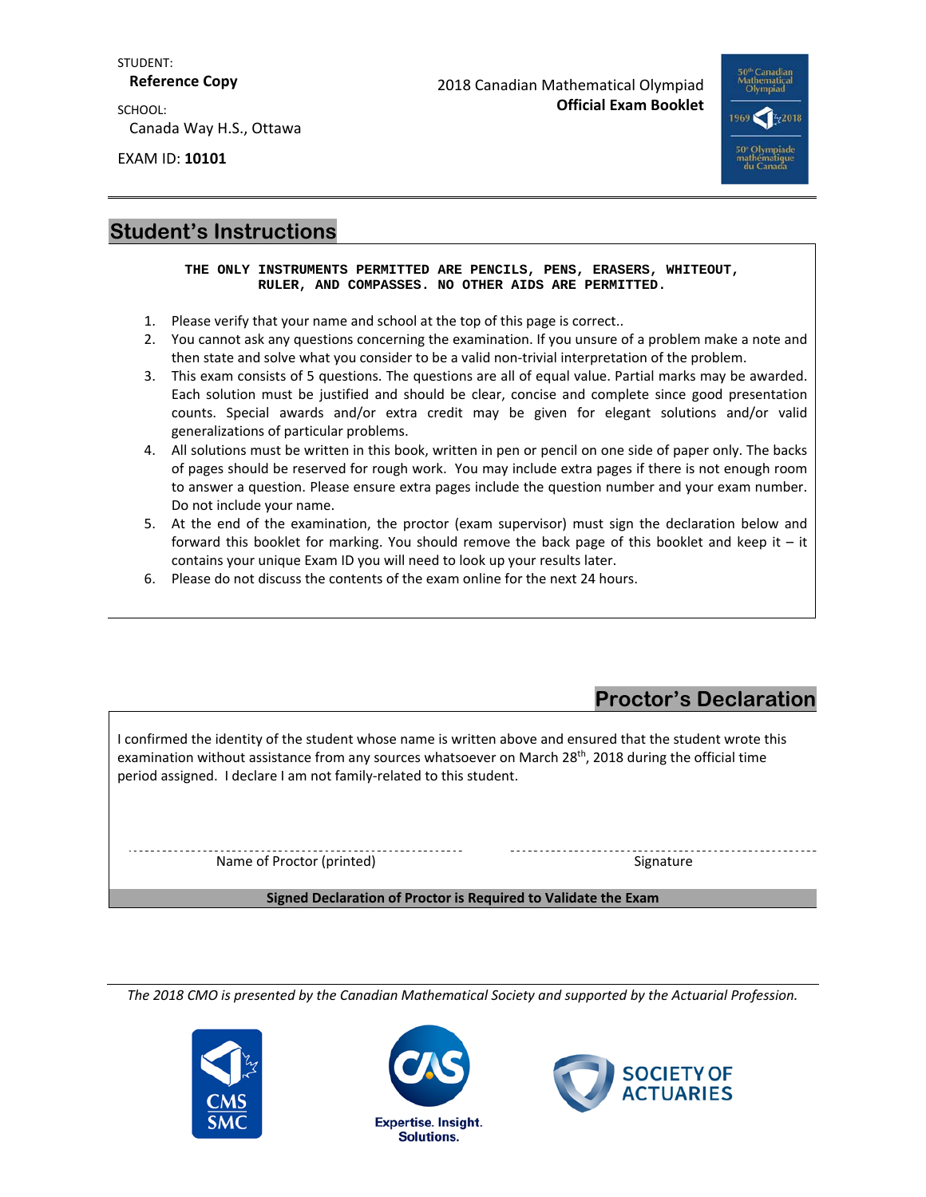STUDENT:
**Reference Copy**

SCHOOL:
Canada Way H.S., Ottawa

EXAM ID: **10101**

2018 Canadian Mathematical Olympiad
**Official Exam Booklet**

## Student's Instructions

**THE ONLY INSTRUMENTS PERMITTED ARE PENCILS, PENS, ERASERS, WHITEOUT, RULER, AND COMPASSES. NO OTHER AIDS ARE PERMITTED.**

1. Please verify that your name and school at the top of this page is correct..
2. You cannot ask any questions concerning the examination. If you unsure of a problem make a note and then state and solve what you consider to be a valid non-trivial interpretation of the problem.
3. This exam consists of 5 questions. The questions are all of equal value. Partial marks may be awarded. Each solution must be justified and should be clear, concise and complete since good presentation counts. Special awards and/or extra credit may be given for elegant solutions and/or valid generalizations of particular problems.
4. All solutions must be written in this book, written in pen or pencil on one side of paper only. The backs of pages should be reserved for rough work. You may include extra pages if there is not enough room to answer a question. Please ensure extra pages include the question number and your exam number. Do not include your name.
5. At the end of the examination, the proctor (exam supervisor) must sign the declaration below and forward this booklet for marking. You should remove the back page of this booklet and keep it – it contains your unique Exam ID you will need to look up your results later.
6. Please do not discuss the contents of the exam online for the next 24 hours.

## Proctor's Declaration

I confirmed the identity of the student whose name is written above and ensured that the student wrote this examination without assistance from any sources whatsoever on March 28th, 2018 during the official time period assigned. I declare I am not family-related to this student.

Name of Proctor (printed) ____________________ Signature ____________________

**Signed Declaration of Proctor is Required to Validate the Exam**

*The 2018 CMO is presented by the Canadian Mathematical Society and supported by the Actuarial Profession.*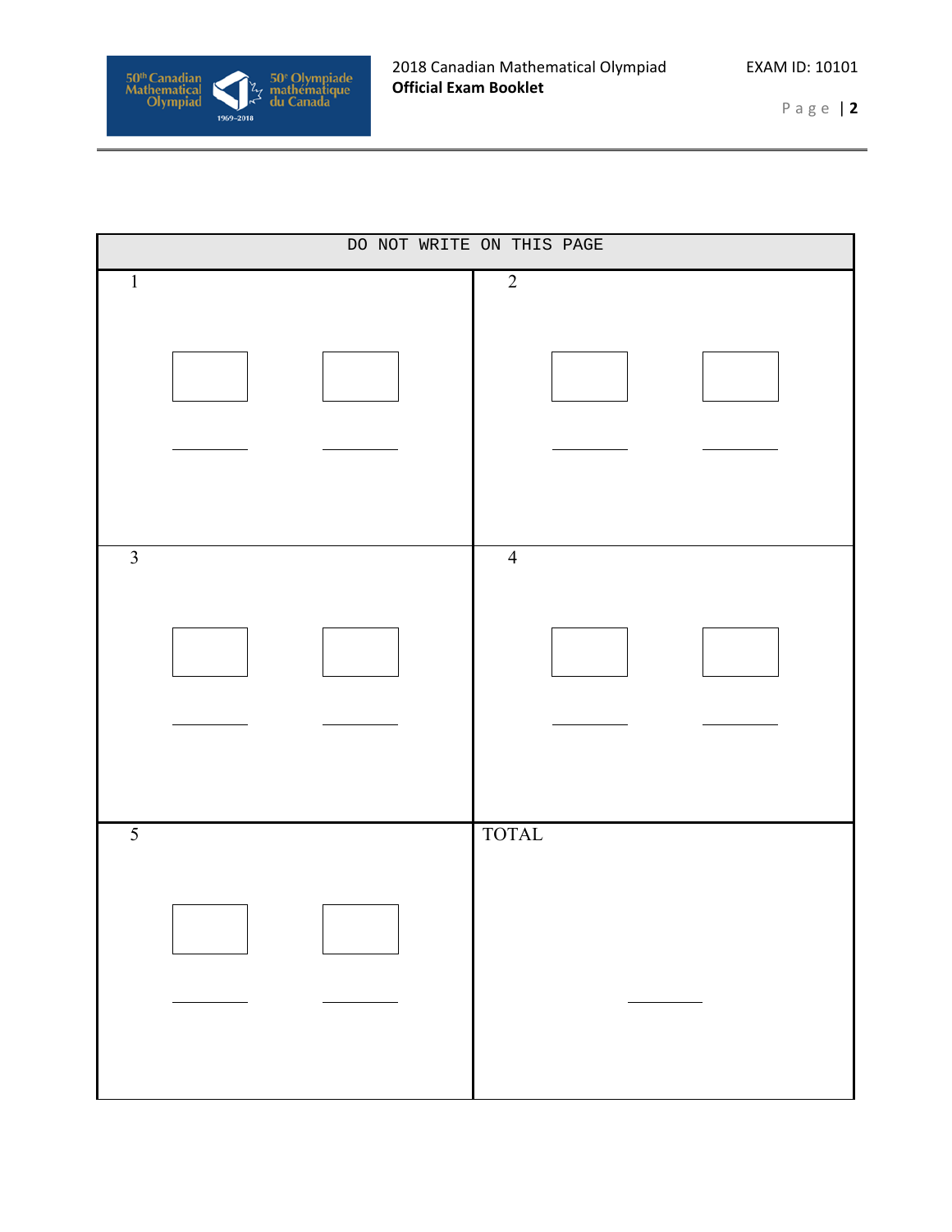| DO NOT WRITE ON THIS PAGE | |
| --- | --- |
| 1 | 2 |
| 3 | 4 |
| 5 | TOTAL |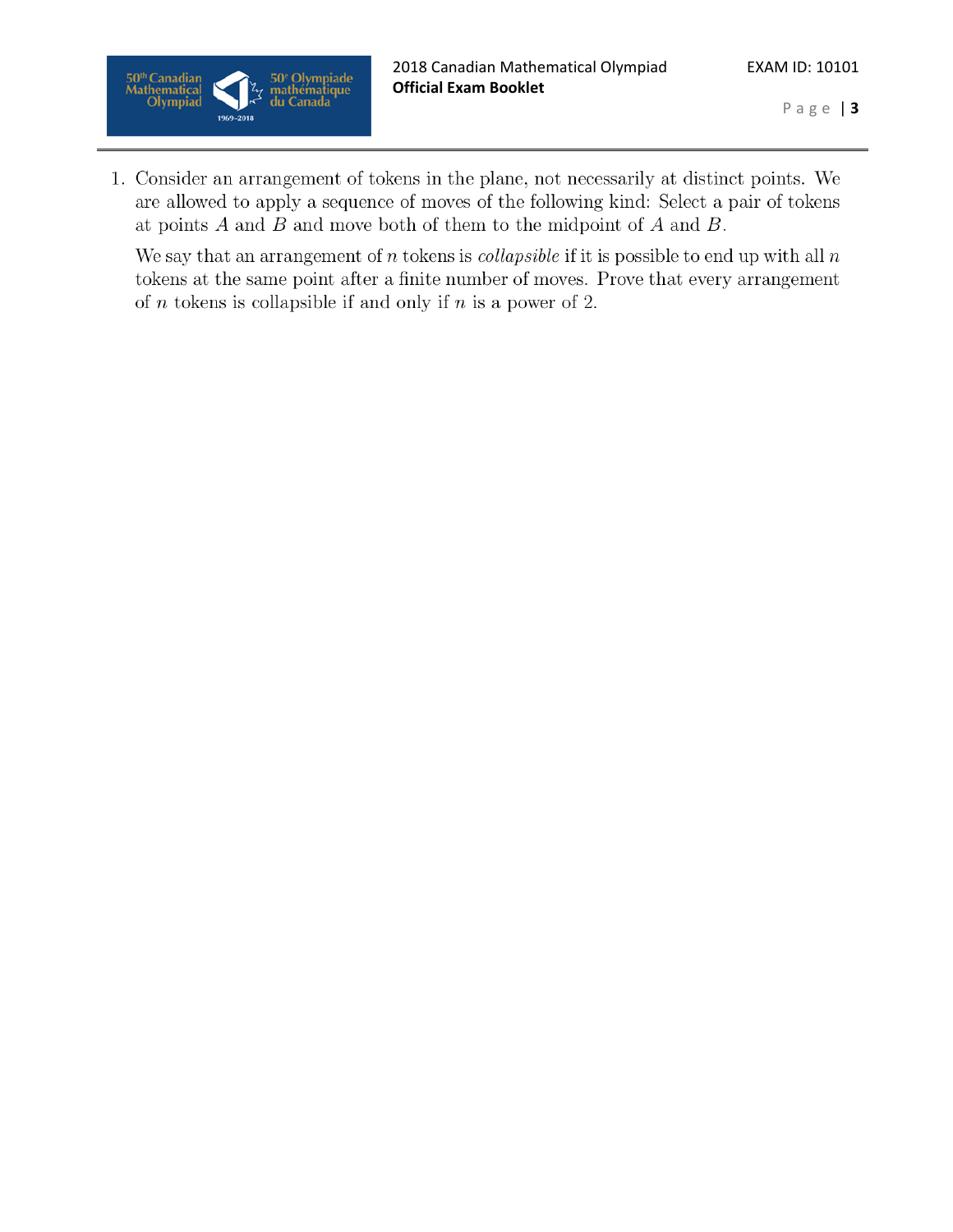1. Consider an arrangement of tokens in the plane, not necessarily at distinct points. We are allowed to apply a sequence of moves of the following kind: Select a pair of tokens at points $A$ and $B$ and move both of them to the midpoint of $A$ and $B$.

   We say that an arrangement of $n$ tokens is *collapsible* if it is possible to end up with all $n$ tokens at the same point after a finite number of moves. Prove that every arrangement of $n$ tokens is collapsible if and only if $n$ is a power of 2.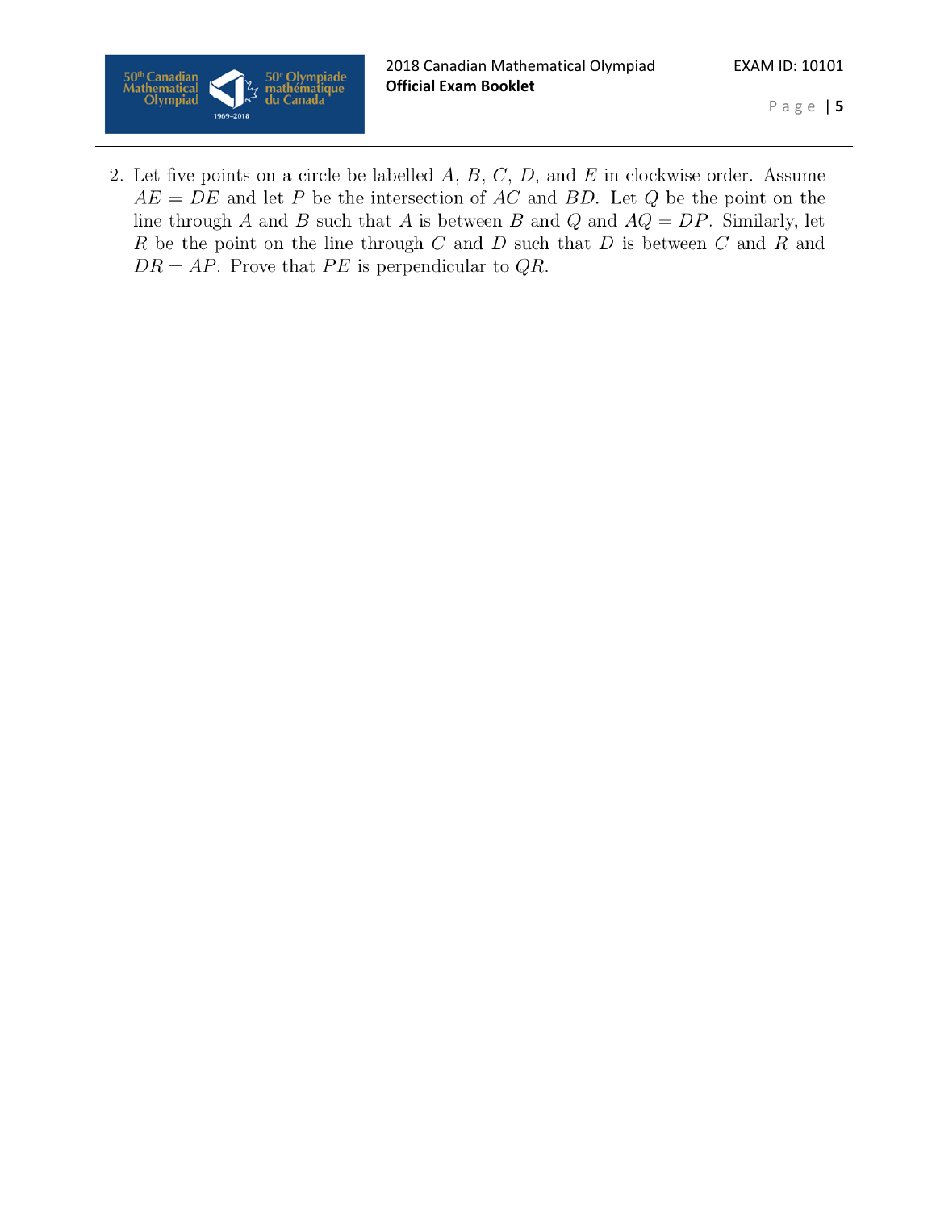2. Let five points on a circle be labelled $A$, $B$, $C$, $D$, and $E$ in clockwise order. Assume $AE = DE$ and let $P$ be the intersection of $AC$ and $BD$. Let $Q$ be the point on the line through $A$ and $B$ such that $A$ is between $B$ and $Q$ and $AQ = DP$. Similarly, let $R$ be the point on the line through $C$ and $D$ such that $D$ is between $C$ and $R$ and $DR = AP$. Prove that $PE$ is perpendicular to $QR$.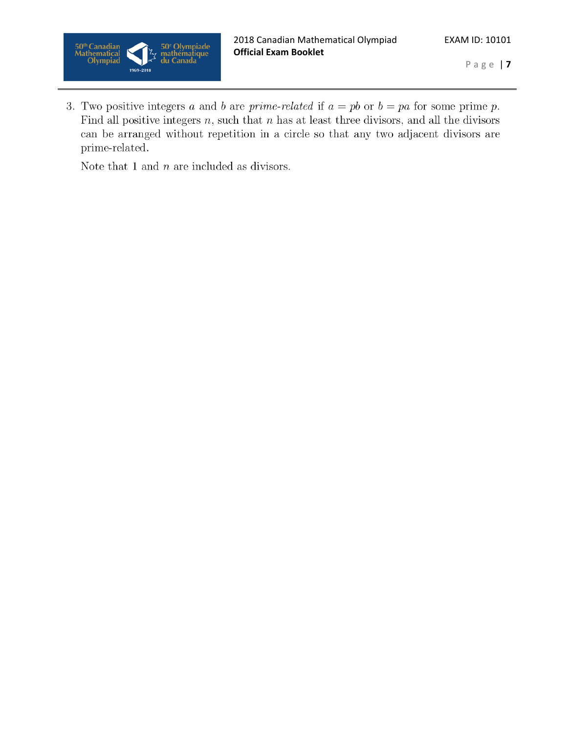3. Two positive integers $a$ and $b$ are *prime-related* if $a = pb$ or $b = pa$ for some prime $p$. Find all positive integers $n$, such that $n$ has at least three divisors, and all the divisors can be arranged without repetition in a circle so that any two adjacent divisors are prime-related.

   Note that 1 and $n$ are included as divisors.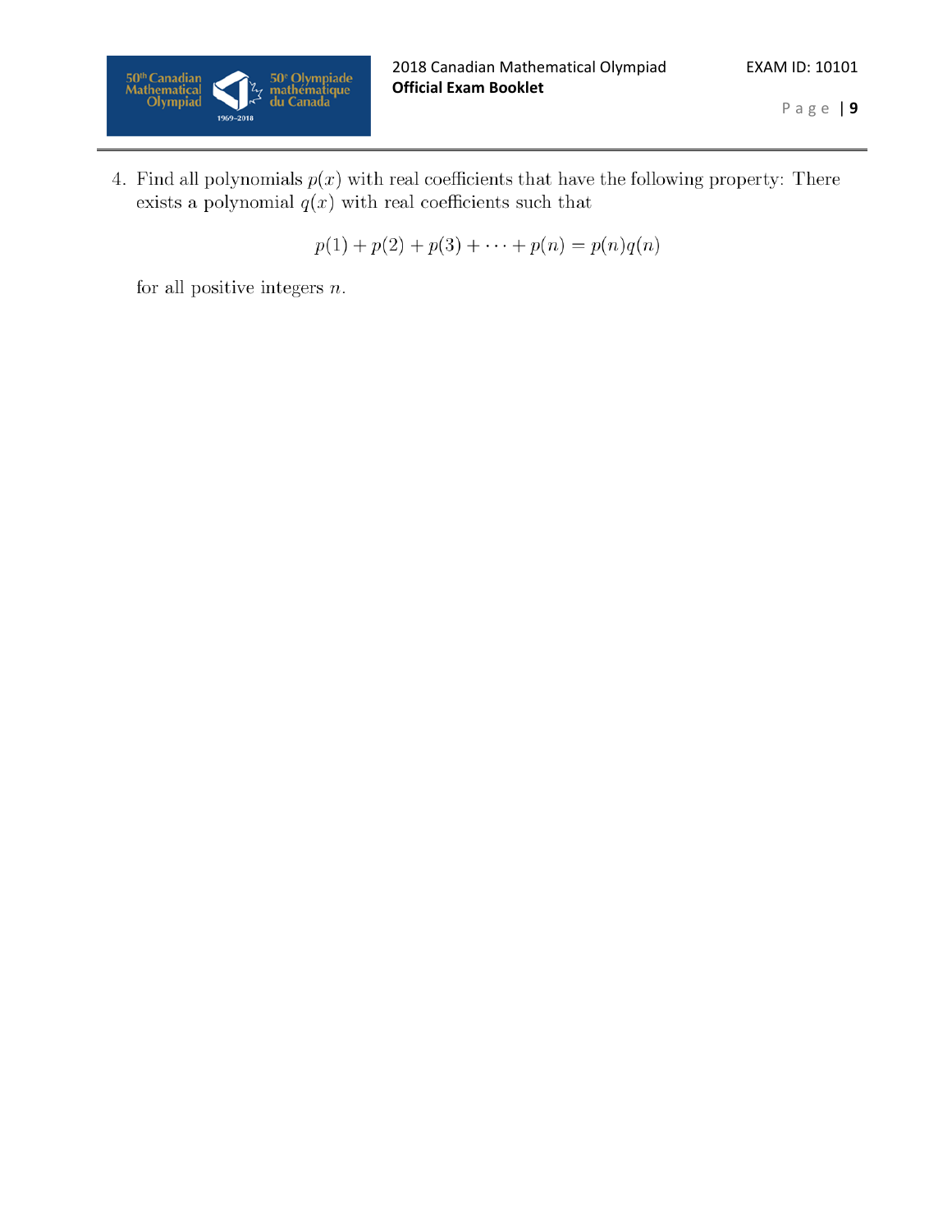4. Find all polynomials $p(x)$ with real coefficients that have the following property: There exists a polynomial $q(x)$ with real coefficients such that

$$p(1) + p(2) + p(3) + \cdots + p(n) = p(n)q(n)$$

for all positive integers $n$.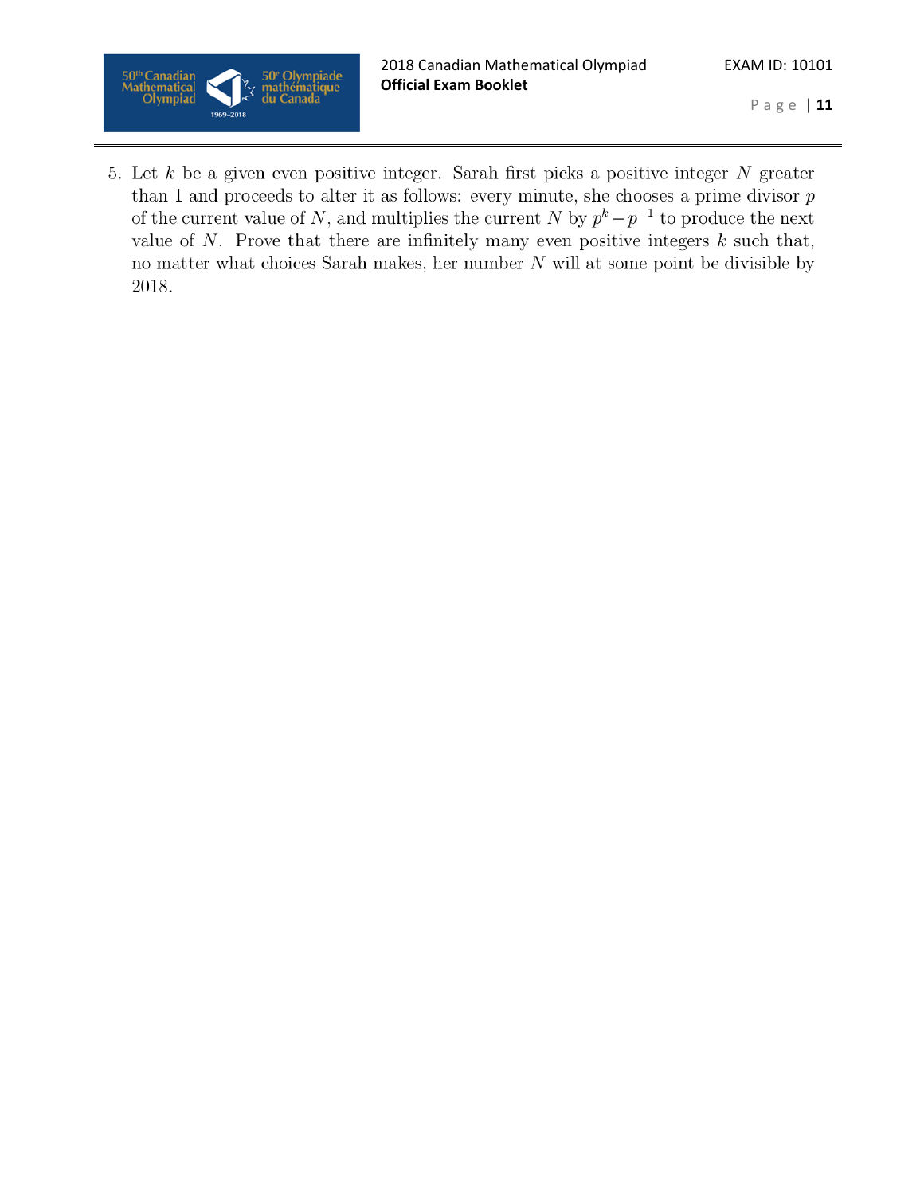5. Let $k$ be a given even positive integer. Sarah first picks a positive integer $N$ greater than 1 and proceeds to alter it as follows: every minute, she chooses a prime divisor $p$ of the current value of $N$, and multiplies the current $N$ by $p^k - p^{-1}$ to produce the next value of $N$. Prove that there are infinitely many even positive integers $k$ such that, no matter what choices Sarah makes, her number $N$ will at some point be divisible by 2018.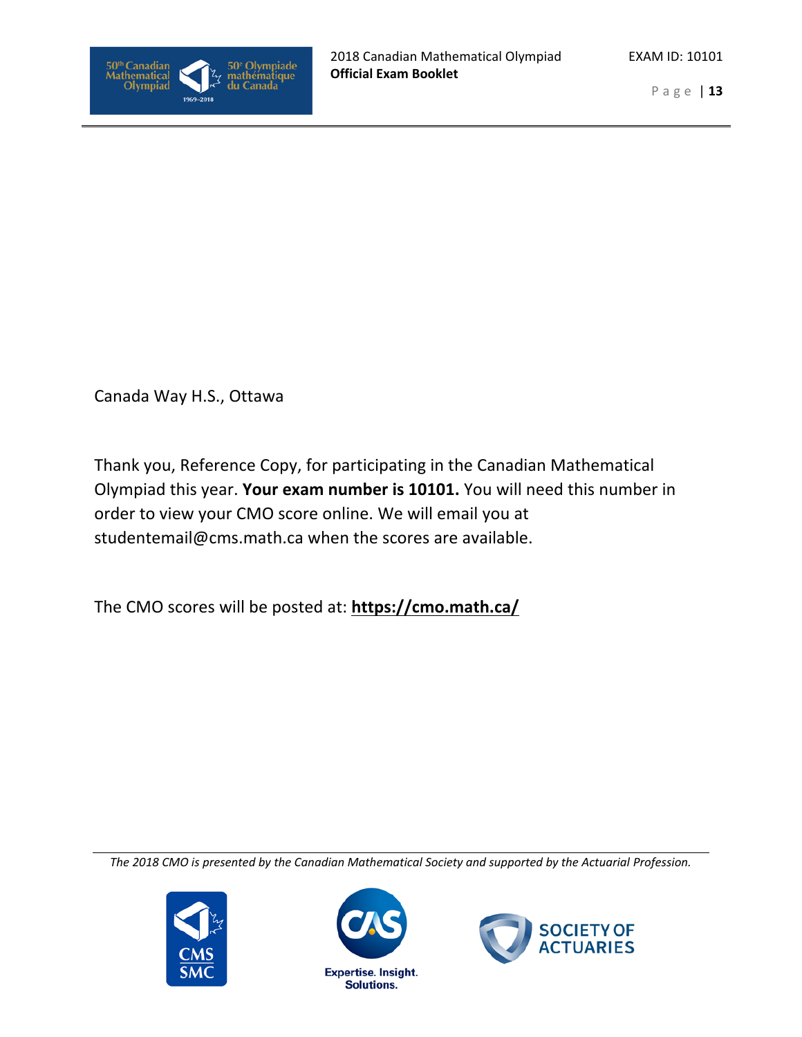Canada Way H.S., Ottawa

Thank you, Reference Copy, for participating in the Canadian Mathematical Olympiad this year. **Your exam number is 10101.** You will need this number in order to view your CMO score online. We will email you at studentemail@cms.math.ca when the scores are available.

The CMO scores will be posted at: **https://cmo.math.ca/**

*The 2018 CMO is presented by the Canadian Mathematical Society and supported by the Actuarial Profession.*